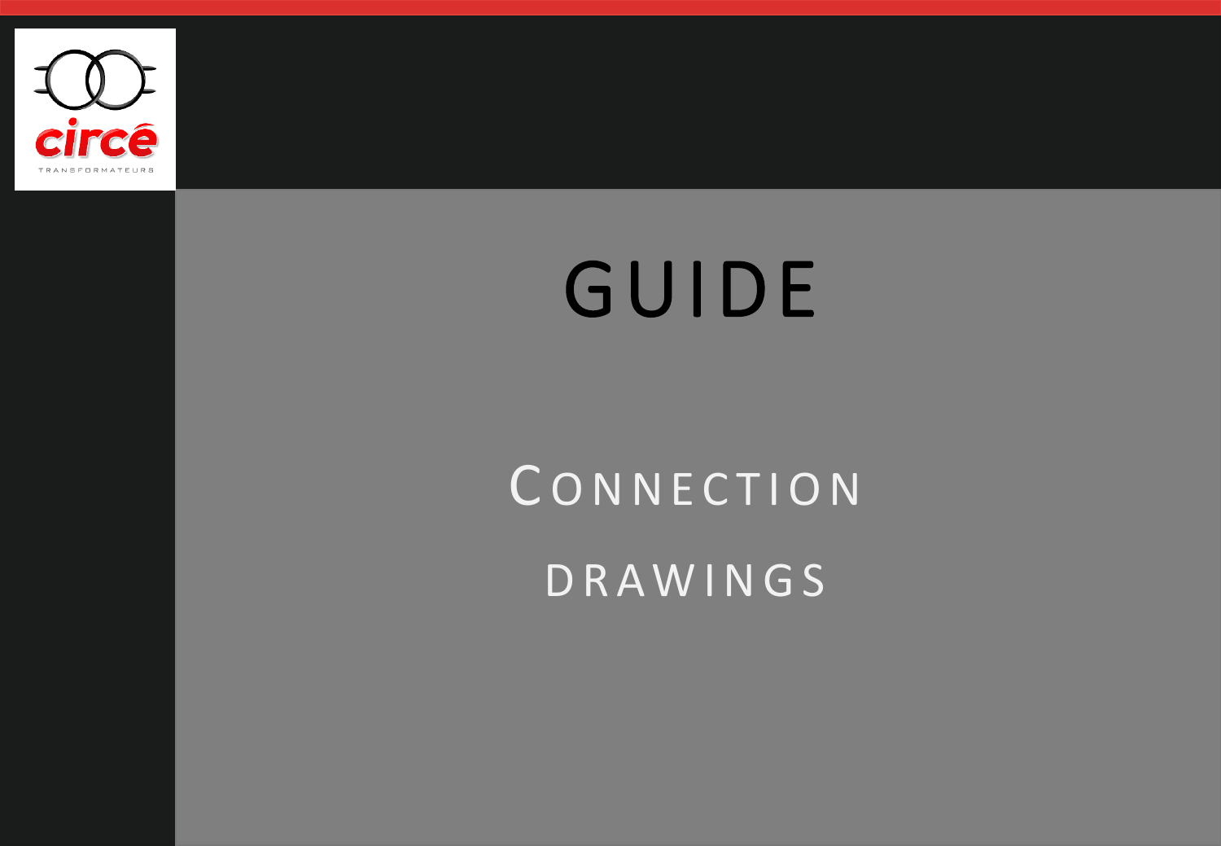circé

TRANSFORMATEURS

# GUIDE

## CONNECTION DRAWINGS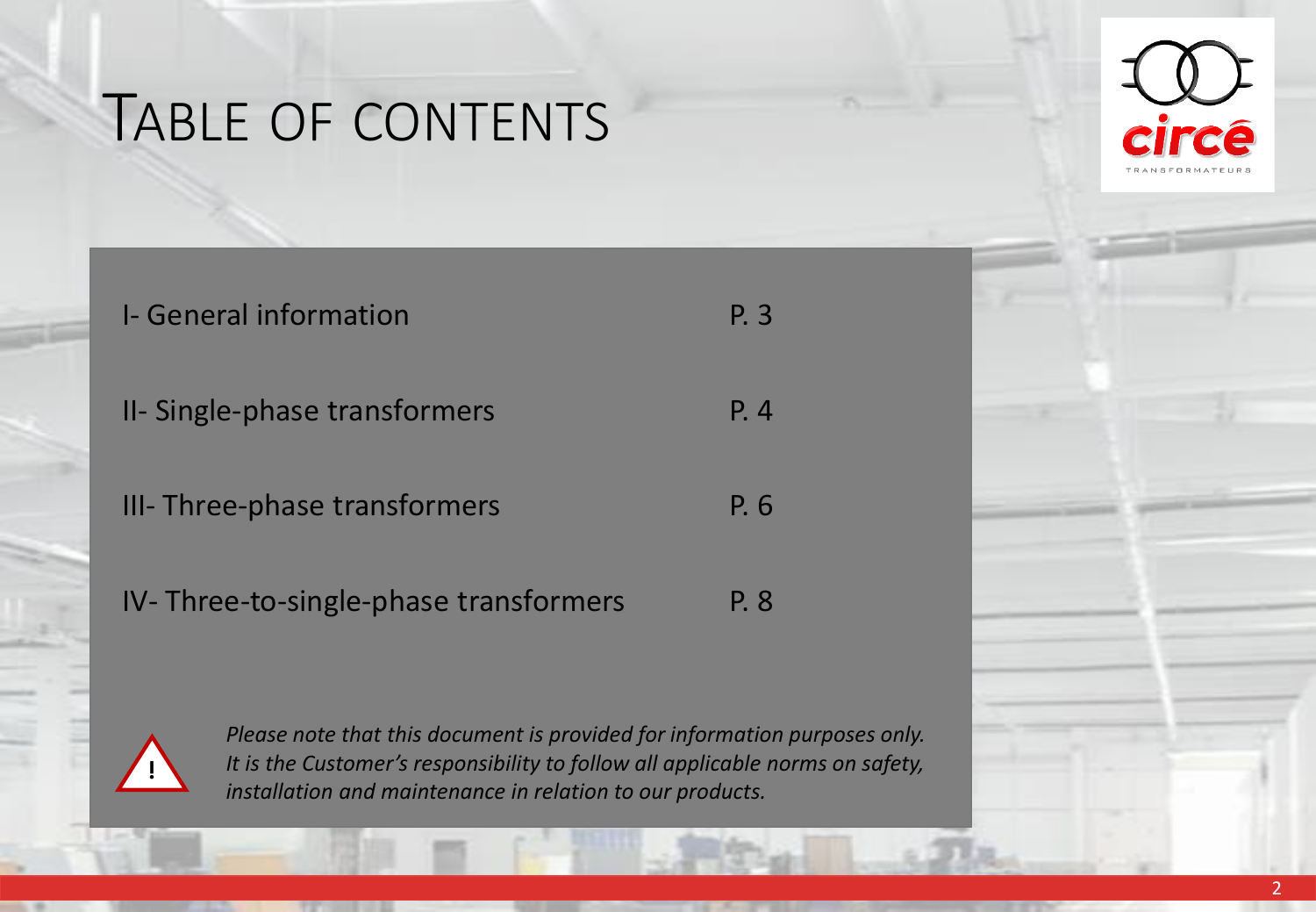# TABLE OF CONTENTS

| | |
|---|---|
| I- General information | P. 3 |
| II- Single-phase transformers | P. 4 |
| III- Three-phase transformers | P. 6 |
| IV- Three-to-single-phase transformers | P. 8 |

*Please note that this document is provided for information purposes only. It is the Customer's responsibility to follow all applicable norms on safety, installation and maintenance in relation to our products.*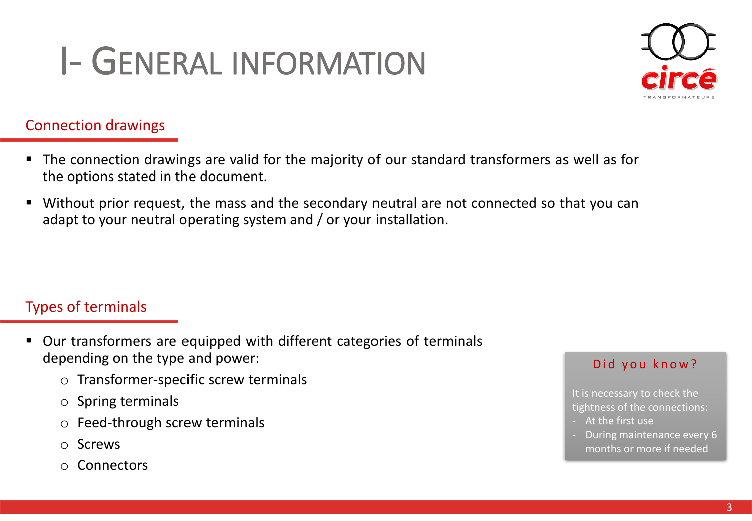# I- General information

## Connection drawings

- The connection drawings are valid for the majority of our standard transformers as well as for the options stated in the document.
- Without prior request, the mass and the secondary neutral are not connected so that you can adapt to your neutral operating system and / or your installation.

## Types of terminals

- Our transformers are equipped with different categories of terminals depending on the type and power:
  - Transformer-specific screw terminals
  - Spring terminals
  - Feed-through screw terminals
  - Screws
  - Connectors

**Did you know?**

It is necessary to check the tightness of the connections:
- At the first use
- During maintenance every 6 months or more if needed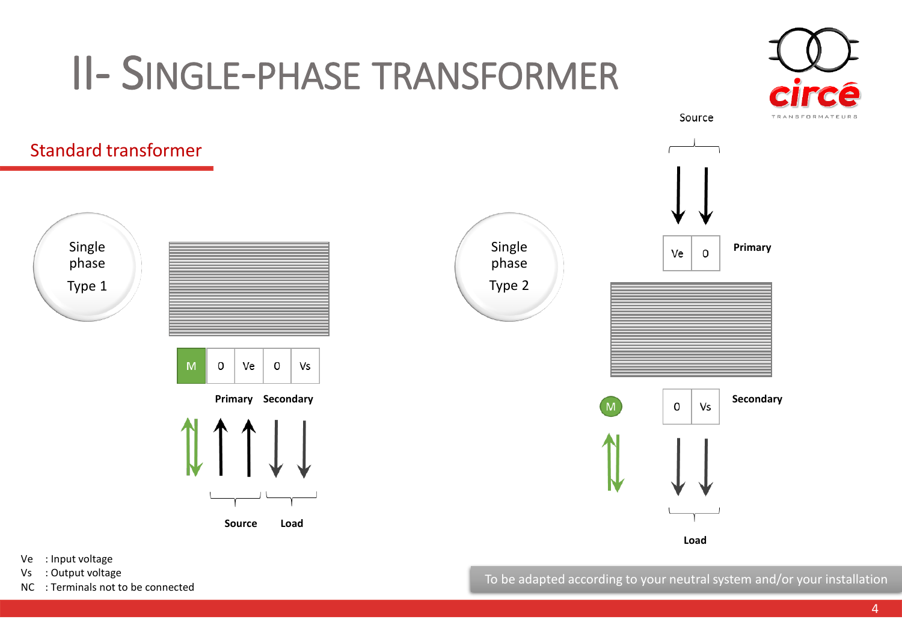# II- SINGLE-PHASE TRANSFORMER

## Standard transformer

**Single phase Type 1**

| M | 0 | Ve | 0 | Vs |
|---|---|---|---|---|

**Primary** **Secondary**

**Source** **Load**

**Single phase Type 2**

Source

| Ve | 0 |
|---|---|

**Primary**

M

| 0 | Vs |
|---|---|

**Secondary**

**Load**

Ve : Input voltage
Vs : Output voltage
NC : Terminals not to be connected

To be adapted according to your neutral system and/or your installation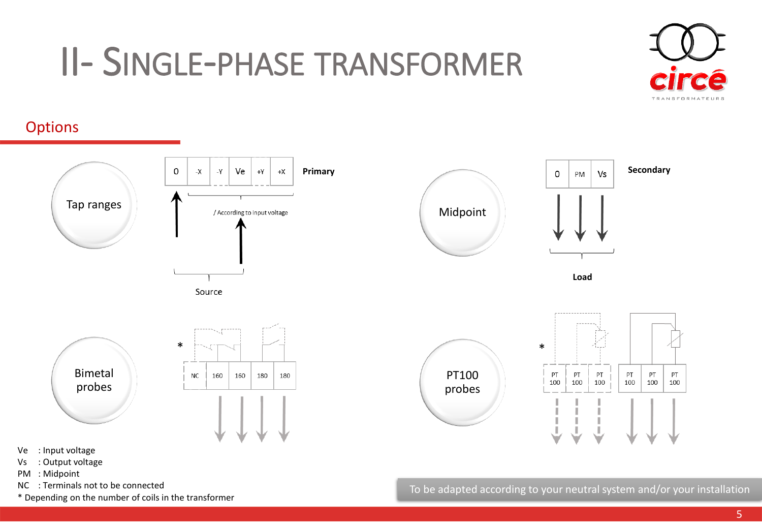# II- Single-phase transformer

## Options

### Tap ranges

| 0 | -X | -Y | Ve | +Y | +X |
|---|---|---|---|---|---|

**Primary**

/ According to input voltage

Source

### Midpoint

| 0 | PM | Vs |
|---|---|---|

**Secondary**

**Load**

### Bimetal probes

*

| NC | 160 | 160 | 180 | 180 |
|---|---|---|---|---|

### PT100 probes

*

| PT 100 | PT 100 | PT 100 | PT 100 | PT 100 | PT 100 |
|---|---|---|---|---|---|

Ve : Input voltage
Vs : Output voltage
PM : Midpoint
NC : Terminals not to be connected
* Depending on the number of coils in the transformer

To be adapted according to your neutral system and/or your installation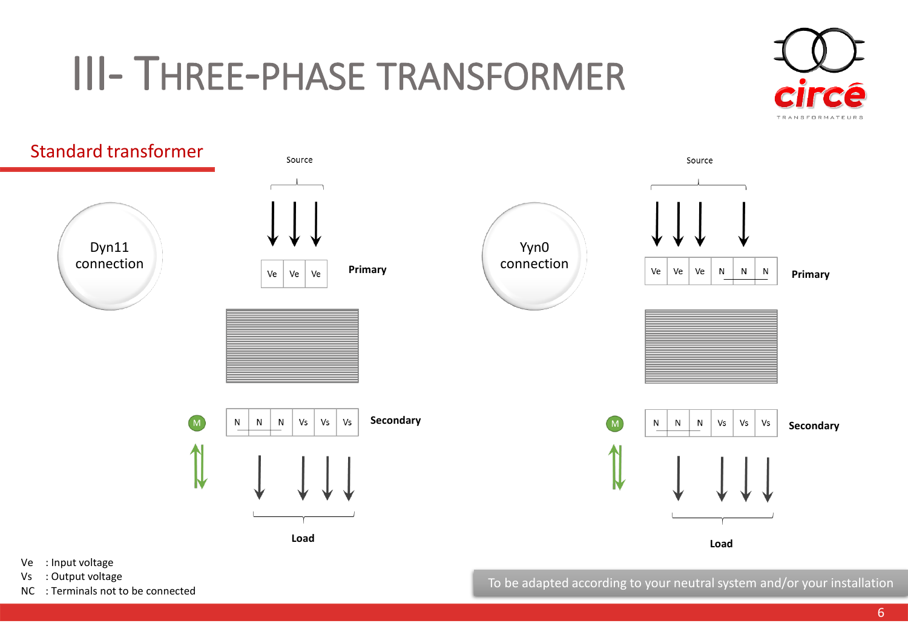# III- THREE-PHASE TRANSFORMER

## Standard transformer

**Dyn11 connection**

Source

| Ve | Ve | Ve |
|---|---|---|

**Primary**

| N | N | N | Vs | Vs | Vs |
|---|---|---|---|---|---|

**Secondary**

M

**Load**

**Yyn0 connection**

Source

| Ve | Ve | Ve | N | N | N |
|---|---|---|---|---|---|

**Primary**

| N | N | N | Vs | Vs | Vs |
|---|---|---|---|---|---|

**Secondary**

M

**Load**

Ve : Input voltage
Vs : Output voltage
NC : Terminals not to be connected

To be adapted according to your neutral system and/or your installation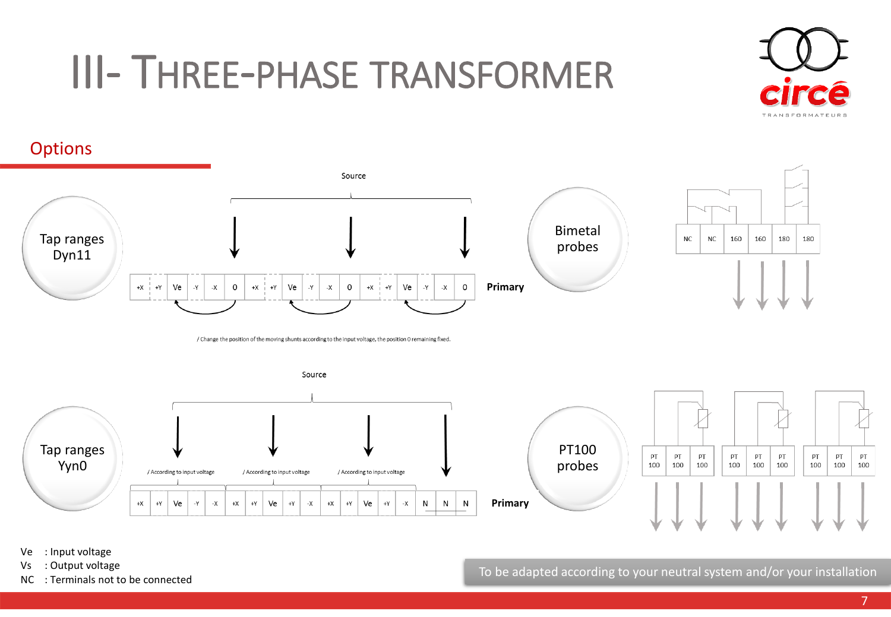# III- Three-phase transformer

## Options

**Tap ranges Dyn11**

Source

| +X | +Y | Ve | -Y | -X | 0 | +X | +Y | Ve | -Y | -X | 0 | +X | +Y | Ve | -Y | -X | 0 |
|---|---|---|---|---|---|---|---|---|---|---|---|---|---|---|---|---|---|

**Primary**

/ Change the position of the moving shunts according to the input voltage, the position 0 remaining fixed.

**Bimetal probes**

| NC | NC | 160 | 160 | 180 | 180 |
|---|---|---|---|---|---|

**Tap ranges Yyn0**

Source

/ According to input voltage — / According to input voltage — / According to input voltage

| +X | +Y | Ve | -Y | -X | +X | +Y | Ve | +Y | -X | +X | +Y | Ve | +Y | -X | N | N | N |
|---|---|---|---|---|---|---|---|---|---|---|---|---|---|---|---|---|---|

**Primary**

**PT100 probes**

| PT 100 | PT 100 | PT 100 | PT 100 | PT 100 | PT 100 | PT 100 | PT 100 | PT 100 |
|---|---|---|---|---|---|---|---|---|

Ve : Input voltage
Vs : Output voltage
NC : Terminals not to be connected

To be adapted according to your neutral system and/or your installation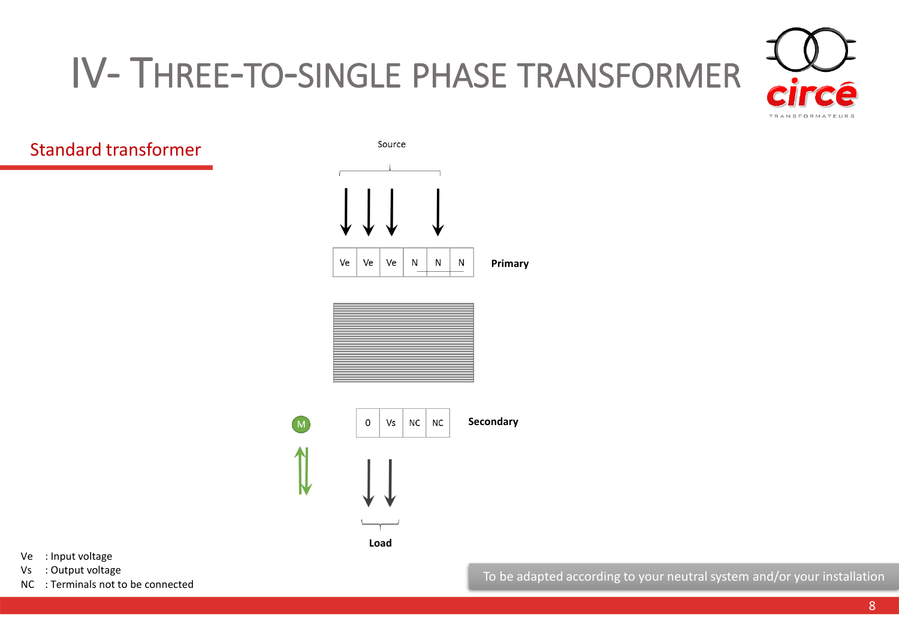# IV- THREE-TO-SINGLE PHASE TRANSFORMER

## Standard transformer

Source

| Ve | Ve | Ve | N | N | N |
|---|---|---|---|---|---|

**Primary**

| 0 | Vs | NC | NC |
|---|---|---|---|

**Secondary**

M

**Load**

Ve : Input voltage
Vs : Output voltage
NC : Terminals not to be connected

To be adapted according to your neutral system and/or your installation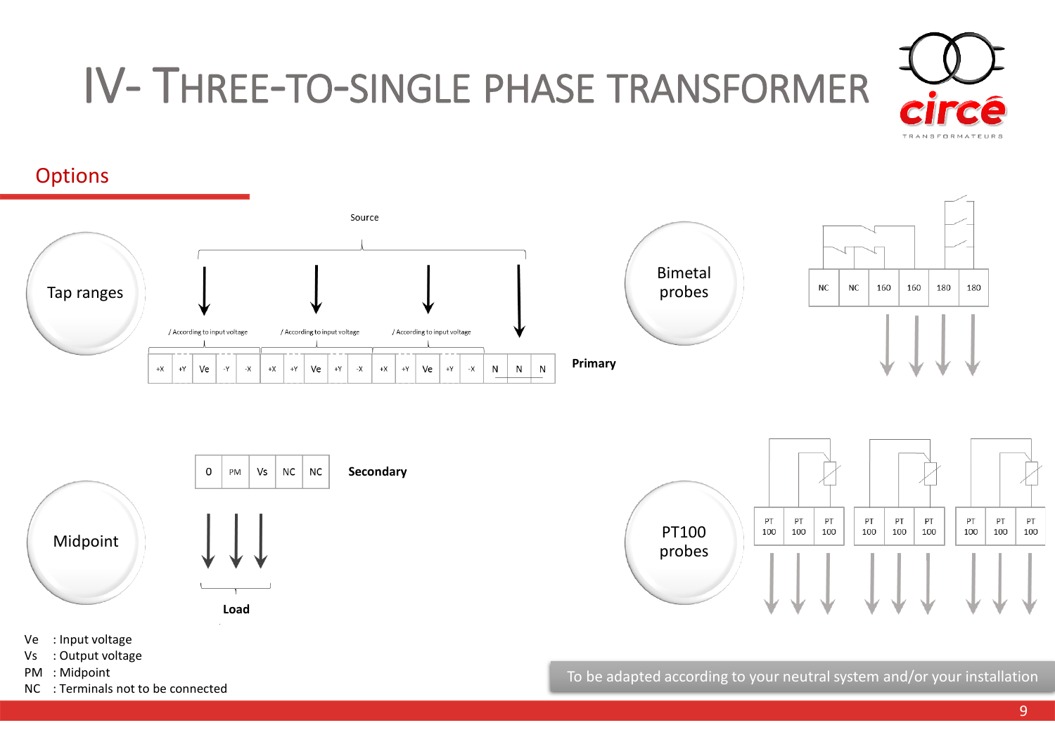# IV- Three-to-single phase transformer

## Options

**Tap ranges**

Source

/ According to input voltage — / According to input voltage — / According to input voltage

| +X | +Y | Ve | -Y | -X | +X | +Y | Ve | +Y | -X | +X | +Y | Ve | +Y | -X | N | N | N |
|---|---|---|---|---|---|---|---|---|---|---|---|---|---|---|---|---|---|

**Primary**

**Bimetal probes**

| NC | NC | 160 | 160 | 180 | 180 |
|---|---|---|---|---|---|

**Midpoint**

| 0 | PM | Vs | NC | NC |
|---|---|---|---|---|

**Secondary**

**Load**

**PT100 probes**

| PT 100 | PT 100 | PT 100 | PT 100 | PT 100 | PT 100 | PT 100 | PT 100 | PT 100 |
|---|---|---|---|---|---|---|---|---|

Ve : Input voltage
Vs : Output voltage
PM : Midpoint
NC : Terminals not to be connected

To be adapted according to your neutral system and/or your installation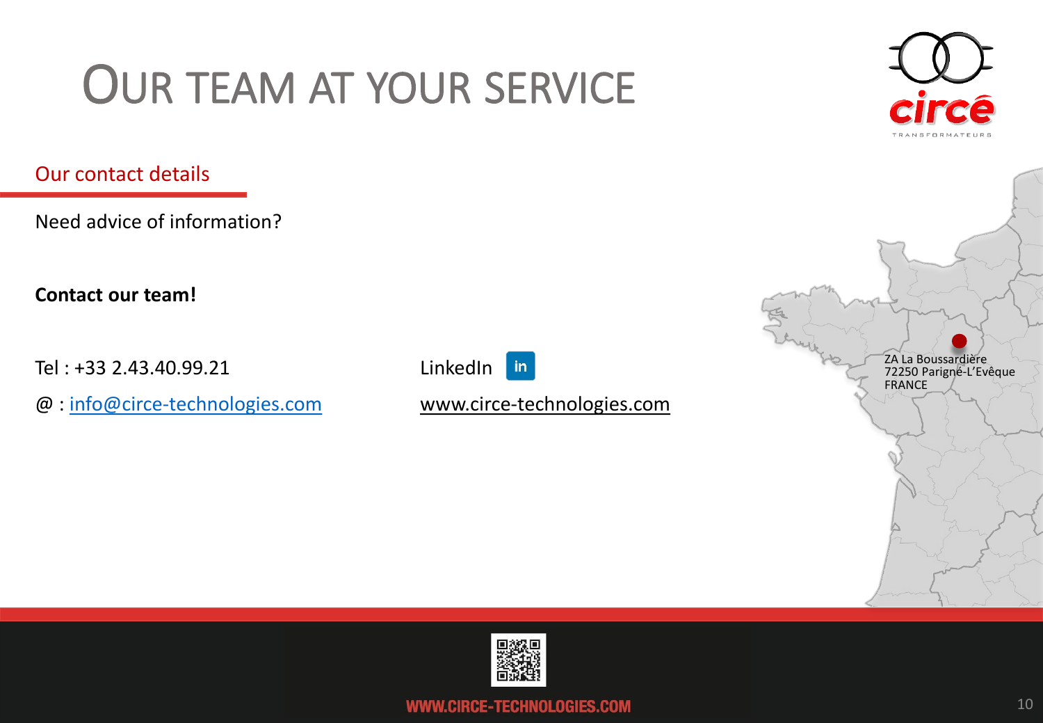# OUR TEAM AT YOUR SERVICE

## Our contact details

Need advice of information?

**Contact our team!**

Tel : +33 2.43.40.99.21

@ : info@circe-technologies.com

LinkedIn

www.circe-technologies.com

ZA La Boussardière
72250 Parigné-L'Evêque
FRANCE

WWW.CIRCE-TECHNOLOGIES.COM